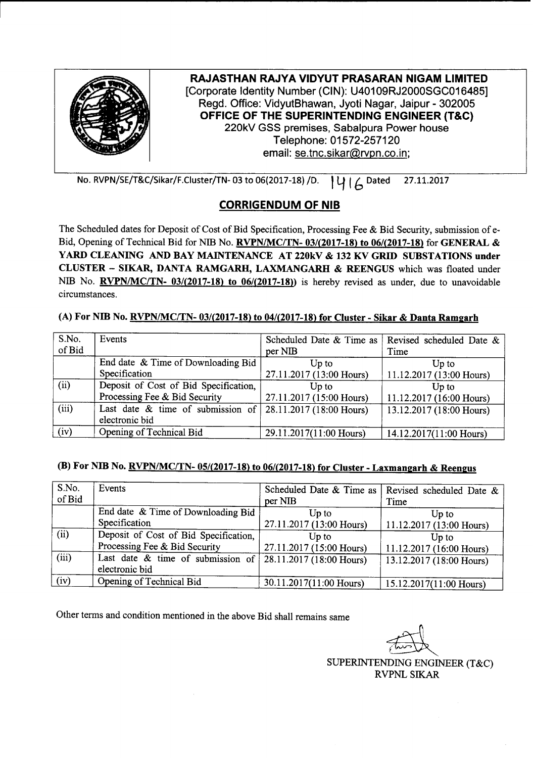**RAJASTHAN RAJYA VIDYUT PRASARAN NIGAM LIMITED**
[Corporate Identity Number (CIN): U40109RJ2000SGC016485]
Regd. Office: VidyutBhawan, Jyoti Nagar, Jaipur - 302005
**OFFICE OF THE SUPERINTENDING ENGINEER (T&C)**
220kV GSS premises, Sabalpura Power house
Telephone: 01572-257120
email: se.tnc.sikar@rvpn.co.in;

No. RVPN/SE/T&C/Sikar/F.Cluster/TN- 03 to 06(2017-18) /D. 1416 Dated 27.11.2017

## CORRIGENDUM OF NIB

The Scheduled dates for Deposit of Cost of Bid Specification, Processing Fee & Bid Security, submission of e-Bid, Opening of Technical Bid for NIB No. **RVPN/MC/TN- 03/(2017-18) to 06/(2017-18)** for **GENERAL & YARD CLEANING AND BAY MAINTENANCE AT 220kV & 132 KV GRID SUBSTATIONS under CLUSTER – SIKAR, DANTA RAMGARH, LAXMANGARH & REENGUS** which was floated under NIB No. **RVPN/MC/TN- 03/(2017-18) to 06/(2017-18))** is hereby revised as under, due to unavoidable circumstances.

### (A) For NIB No. RVPN/MC/TN- 03/(2017-18) to 04/(2017-18) for Cluster - Sikar & Danta Ramgarh

| S.No. of Bid | Events | Scheduled Date & Time as per NIB | Revised scheduled Date & Time |
|---|---|---|---|
| | End date & Time of Downloading Bid Specification | Up to 27.11.2017 (13:00 Hours) | Up to 11.12.2017 (13:00 Hours) |
| (ii) | Deposit of Cost of Bid Specification, Processing Fee & Bid Security | Up to 27.11.2017 (15:00 Hours) | Up to 11.12.2017 (16:00 Hours) |
| (iii) | Last date & time of submission of electronic bid | 28.11.2017 (18:00 Hours) | 13.12.2017 (18:00 Hours) |
| (iv) | Opening of Technical Bid | 29.11.2017(11:00 Hours) | 14.12.2017(11:00 Hours) |

### (B) For NIB No. RVPN/MC/TN- 05/(2017-18) to 06/(2017-18) for Cluster - Laxmangarh & Reengus

| S.No. of Bid | Events | Scheduled Date & Time as per NIB | Revised scheduled Date & Time |
|---|---|---|---|
| | End date & Time of Downloading Bid Specification | Up to 27.11.2017 (13:00 Hours) | Up to 11.12.2017 (13:00 Hours) |
| (ii) | Deposit of Cost of Bid Specification, Processing Fee & Bid Security | Up to 27.11.2017 (15:00 Hours) | Up to 11.12.2017 (16:00 Hours) |
| (iii) | Last date & time of submission of electronic bid | 28.11.2017 (18:00 Hours) | 13.12.2017 (18:00 Hours) |
| (iv) | Opening of Technical Bid | 30.11.2017(11:00 Hours) | 15.12.2017(11:00 Hours) |

Other terms and condition mentioned in the above Bid shall remains same

SUPERINTENDING ENGINEER (T&C)
RVPNL SIKAR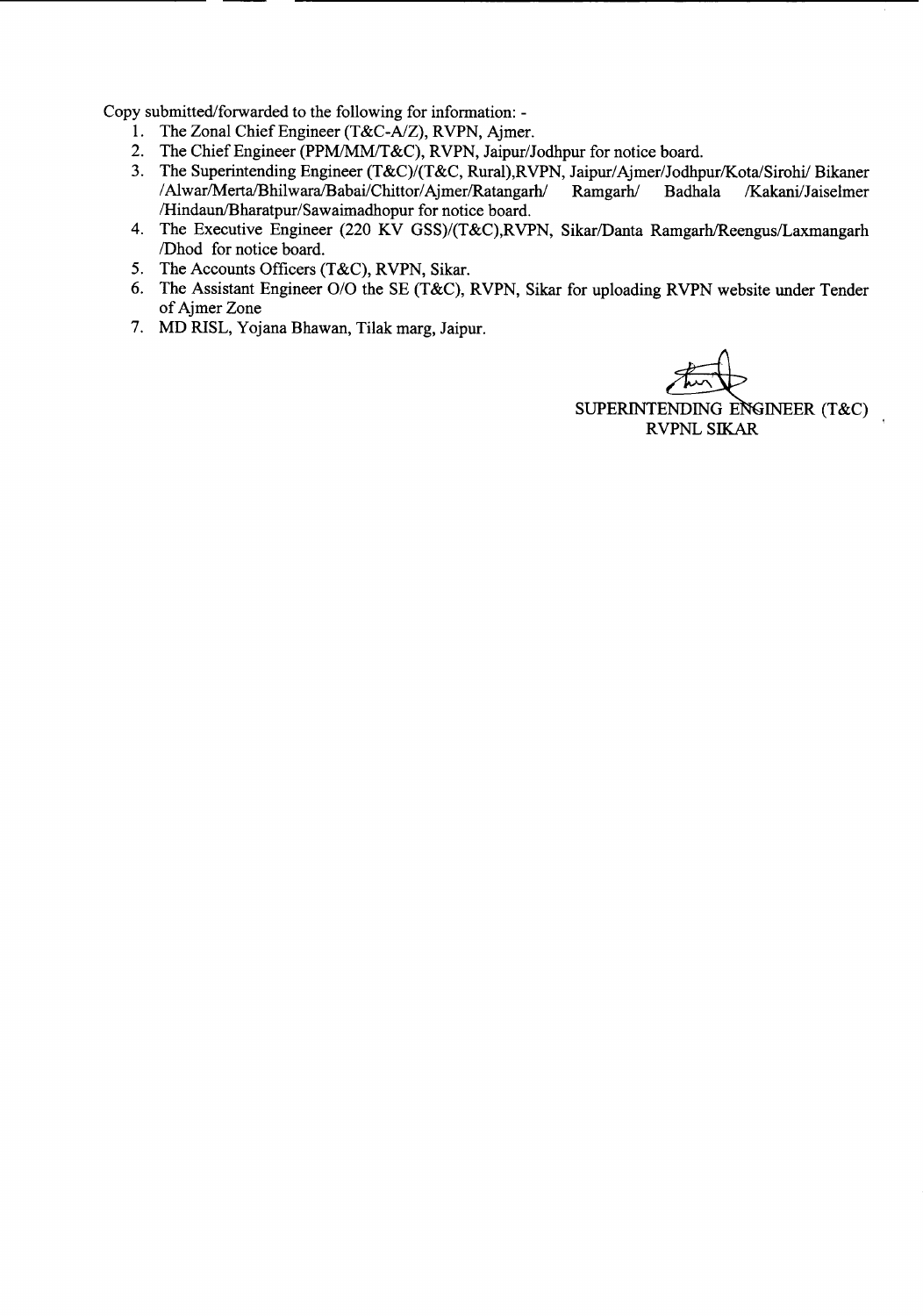Copy submitted/forwarded to the following for information: -

1. The Zonal Chief Engineer (T&C-A/Z), RVPN, Ajmer.
2. The Chief Engineer (PPM/MM/T&C), RVPN, Jaipur/Jodhpur for notice board.
3. The Superintending Engineer (T&C)/(T&C, Rural),RVPN, Jaipur/Ajmer/Jodhpur/Kota/Sirohi/ Bikaner /Alwar/Merta/Bhilwara/Babai/Chittor/Ajmer/Ratangarh/ Ramgarh/ Badhala /Kakani/Jaiselmer /Hindaun/Bharatpur/Sawaimadhopur for notice board.
4. The Executive Engineer (220 KV GSS)/(T&C),RVPN, Sikar/Danta Ramgarh/Reengus/Laxmangarh /Dhod for notice board.
5. The Accounts Officers (T&C), RVPN, Sikar.
6. The Assistant Engineer O/O the SE (T&C), RVPN, Sikar for uploading RVPN website under Tender of Ajmer Zone
7. MD RISL, Yojana Bhawan, Tilak marg, Jaipur.

SUPERINTENDING ENGINEER (T&C)
RVPNL SIKAR